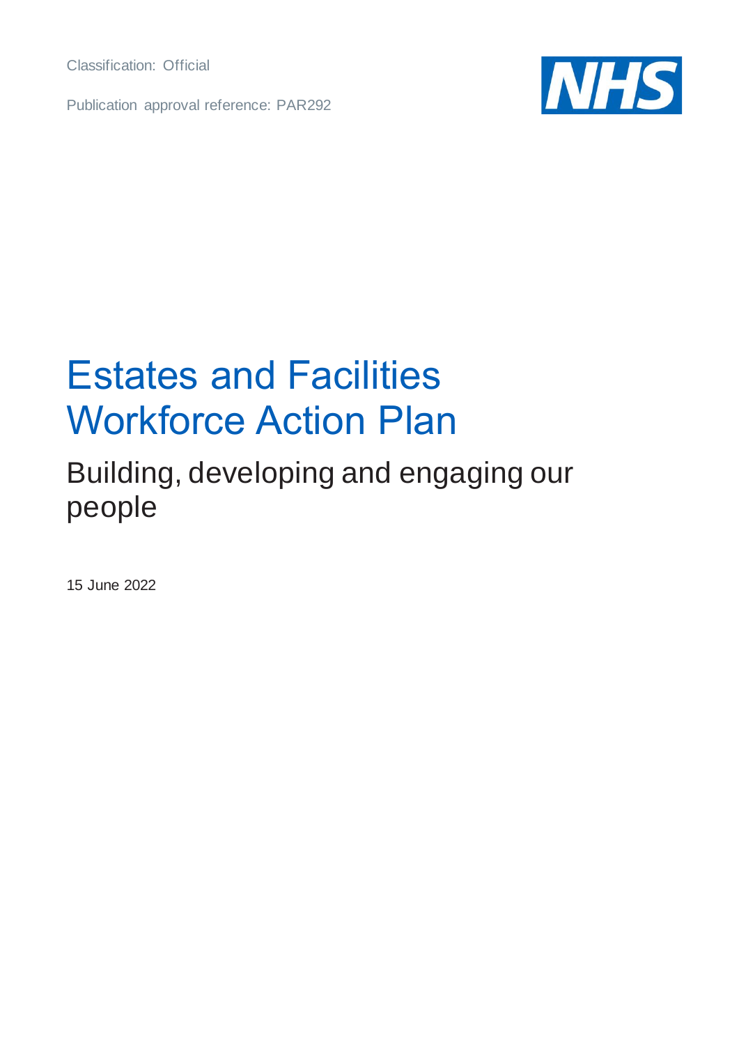Classification: Official

Publication approval reference: PAR292

# Estates and Facilities Workforce Action Plan

## Building, developing and engaging our people

15 June 2022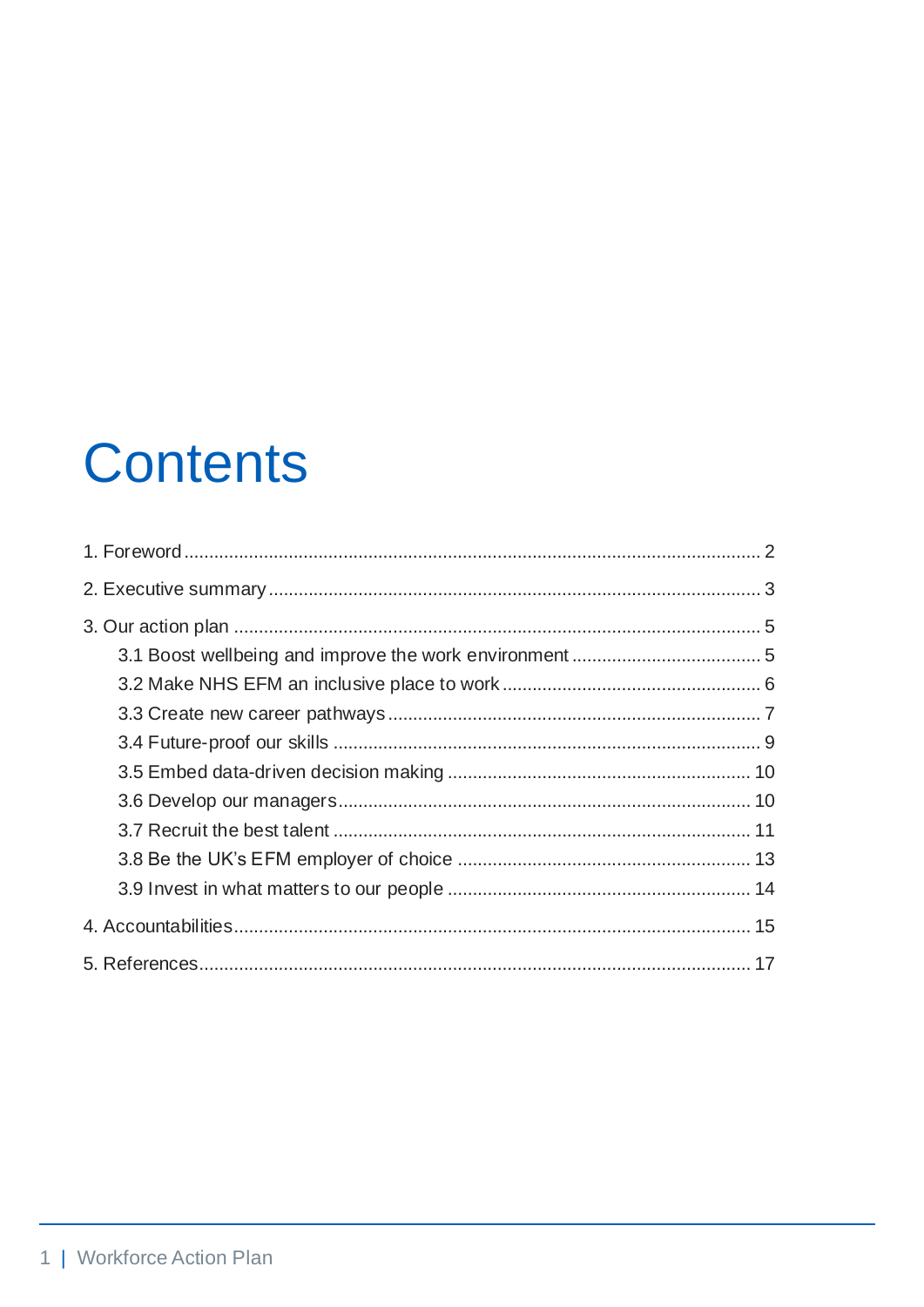# Contents

1. Foreword ........................................................................................................ 2

2. Executive summary ......................................................................................... 3

3. Our action plan ............................................................................................... 5
    - 3.1 Boost wellbeing and improve the work environment ..................................... 5
    - 3.2 Make NHS EFM an inclusive place to work ................................................... 6
    - 3.3 Create new career pathways ........................................................................ 7
    - 3.4 Future-proof our skills .................................................................................. 9
    - 3.5 Embed data-driven decision making ........................................................... 10
    - 3.6 Develop our managers ................................................................................ 10
    - 3.7 Recruit the best talent ................................................................................ 11
    - 3.8 Be the UK's EFM employer of choice .......................................................... 13
    - 3.9 Invest in what matters to our people ........................................................... 14

4. Accountabilities ............................................................................................. 15

5. References .................................................................................................... 17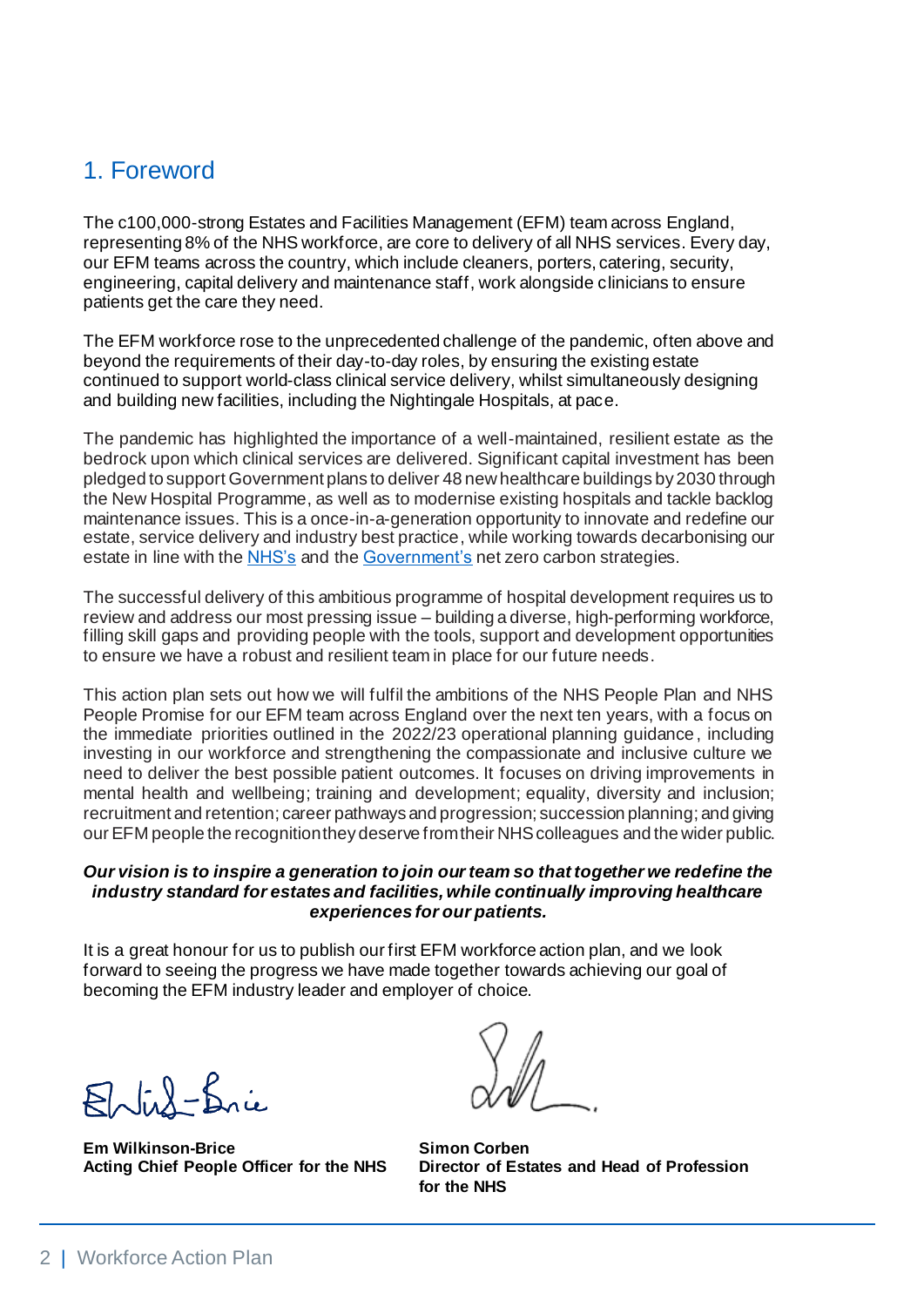## 1. Foreword

The c100,000-strong Estates and Facilities Management (EFM) team across England, representing 8% of the NHS workforce, are core to delivery of all NHS services. Every day, our EFM teams across the country, which include cleaners, porters, catering, security, engineering, capital delivery and maintenance staff, work alongside clinicians to ensure patients get the care they need.

The EFM workforce rose to the unprecedented challenge of the pandemic, often above and beyond the requirements of their day-to-day roles, by ensuring the existing estate continued to support world-class clinical service delivery, whilst simultaneously designing and building new facilities, including the Nightingale Hospitals, at pace.

The pandemic has highlighted the importance of a well-maintained, resilient estate as the bedrock upon which clinical services are delivered. Significant capital investment has been pledged to support Government plans to deliver 48 new healthcare buildings by 2030 through the New Hospital Programme, as well as to modernise existing hospitals and tackle backlog maintenance issues. This is a once-in-a-generation opportunity to innovate and redefine our estate, service delivery and industry best practice, while working towards decarbonising our estate in line with the NHS's and the Government's net zero carbon strategies.

The successful delivery of this ambitious programme of hospital development requires us to review and address our most pressing issue – building a diverse, high-performing workforce, filling skill gaps and providing people with the tools, support and development opportunities to ensure we have a robust and resilient team in place for our future needs.

This action plan sets out how we will fulfil the ambitions of the NHS People Plan and NHS People Promise for our EFM team across England over the next ten years, with a focus on the immediate priorities outlined in the 2022/23 operational planning guidance, including investing in our workforce and strengthening the compassionate and inclusive culture we need to deliver the best possible patient outcomes. It focuses on driving improvements in mental health and wellbeing; training and development; equality, diversity and inclusion; recruitment and retention; career pathways and progression; succession planning; and giving our EFM people the recognition they deserve from their NHS colleagues and the wider public.

***Our vision is to inspire a generation to join our team so that together we redefine the industry standard for estates and facilities, while continually improving healthcare experiences for our patients.***

It is a great honour for us to publish our first EFM workforce action plan, and we look forward to seeing the progress we have made together towards achieving our goal of becoming the EFM industry leader and employer of choice.

**Em Wilkinson-Brice**
**Acting Chief People Officer for the NHS**

**Simon Corben**
**Director of Estates and Head of Profession for the NHS**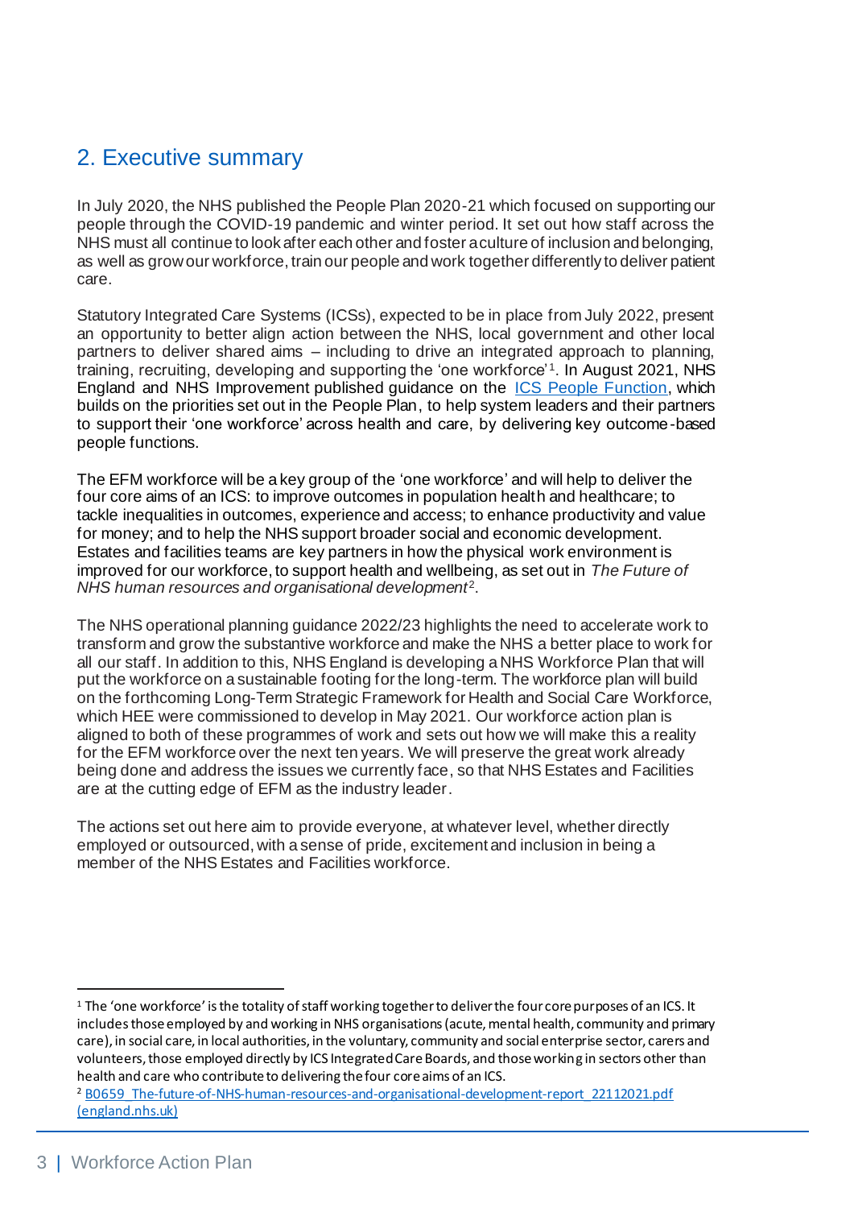## 2. Executive summary

In July 2020, the NHS published the People Plan 2020-21 which focused on supporting our people through the COVID-19 pandemic and winter period. It set out how staff across the NHS must all continue to look after each other and foster a culture of inclusion and belonging, as well as grow our workforce, train our people and work together differently to deliver patient care.

Statutory Integrated Care Systems (ICSs), expected to be in place from July 2022, present an opportunity to better align action between the NHS, local government and other local partners to deliver shared aims – including to drive an integrated approach to planning, training, recruiting, developing and supporting the 'one workforce'[1]. In August 2021, NHS England and NHS Improvement published guidance on the [ICS People Function](), which builds on the priorities set out in the People Plan, to help system leaders and their partners to support their 'one workforce' across health and care, by delivering key outcome-based people functions.

The EFM workforce will be a key group of the 'one workforce' and will help to deliver the four core aims of an ICS: to improve outcomes in population health and healthcare; to tackle inequalities in outcomes, experience and access; to enhance productivity and value for money; and to help the NHS support broader social and economic development. Estates and facilities teams are key partners in how the physical work environment is improved for our workforce, to support health and wellbeing, as set out in *The Future of NHS human resources and organisational development*[2].

The NHS operational planning guidance 2022/23 highlights the need to accelerate work to transform and grow the substantive workforce and make the NHS a better place to work for all our staff. In addition to this, NHS England is developing a NHS Workforce Plan that will put the workforce on a sustainable footing for the long-term. The workforce plan will build on the forthcoming Long-Term Strategic Framework for Health and Social Care Workforce, which HEE were commissioned to develop in May 2021. Our workforce action plan is aligned to both of these programmes of work and sets out how we will make this a reality for the EFM workforce over the next ten years. We will preserve the great work already being done and address the issues we currently face, so that NHS Estates and Facilities are at the cutting edge of EFM as the industry leader.

The actions set out here aim to provide everyone, at whatever level, whether directly employed or outsourced, with a sense of pride, excitement and inclusion in being a member of the NHS Estates and Facilities workforce.

---

[1] The 'one workforce' is the totality of staff working together to deliver the four core purposes of an ICS. It includes those employed by and working in NHS organisations (acute, mental health, community and primary care), in social care, in local authorities, in the voluntary, community and social enterprise sector, carers and volunteers, those employed directly by ICS Integrated Care Boards, and those working in sectors other than health and care who contribute to delivering the four core aims of an ICS.

[2] [B0659_The-future-of-NHS-human-resources-and-organisational-development-report_22112021.pdf (england.nhs.uk)]()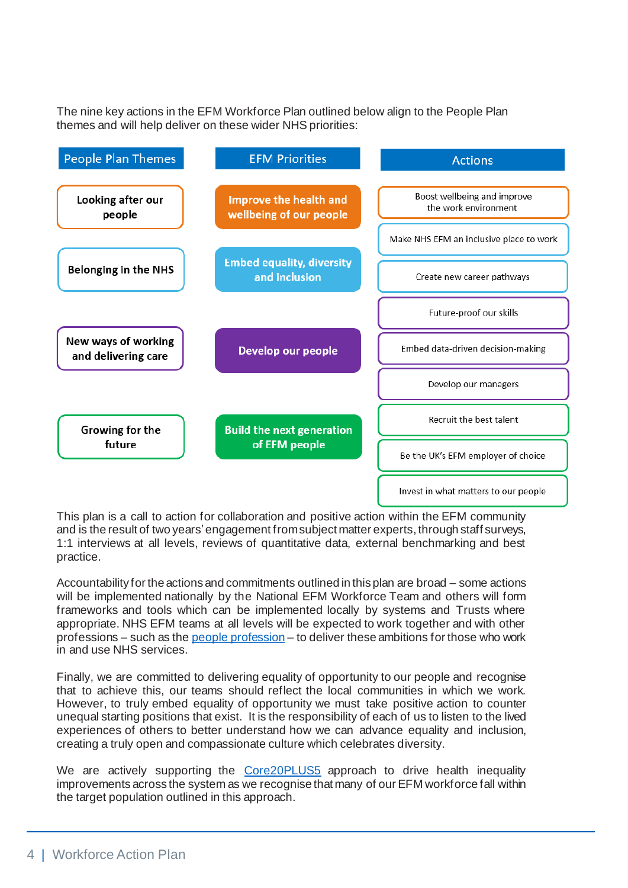The nine key actions in the EFM Workforce Plan outlined below align to the People Plan themes and will help deliver on these wider NHS priorities:

| People Plan Themes | EFM Priorities | Actions |
|---|---|---|
| Looking after our people | Improve the health and wellbeing of our people | Boost wellbeing and improve the work environment |
| Belonging in the NHS | Embed equality, diversity and inclusion | Make NHS EFM an inclusive place to work |
| | | Create new career pathways |
| New ways of working and delivering care | Develop our people | Future-proof our skills |
| | | Embed data-driven decision-making |
| | | Develop our managers |
| Growing for the future | Build the next generation of EFM people | Recruit the best talent |
| | | Be the UK's EFM employer of choice |
| | | Invest in what matters to our people |

This plan is a call to action for collaboration and positive action within the EFM community and is the result of two years' engagement from subject matter experts, through staff surveys, 1:1 interviews at all levels, reviews of quantitative data, external benchmarking and best practice.

Accountability for the actions and commitments outlined in this plan are broad – some actions will be implemented nationally by the National EFM Workforce Team and others will form frameworks and tools which can be implemented locally by systems and Trusts where appropriate. NHS EFM teams at all levels will be expected to work together and with other professions – such as the people profession – to deliver these ambitions for those who work in and use NHS services.

Finally, we are committed to delivering equality of opportunity to our people and recognise that to achieve this, our teams should reflect the local communities in which we work. However, to truly embed equality of opportunity we must take positive action to counter unequal starting positions that exist. It is the responsibility of each of us to listen to the lived experiences of others to better understand how we can advance equality and inclusion, creating a truly open and compassionate culture which celebrates diversity.

We are actively supporting the Core20PLUS5 approach to drive health inequality improvements across the system as we recognise that many of our EFM workforce fall within the target population outlined in this approach.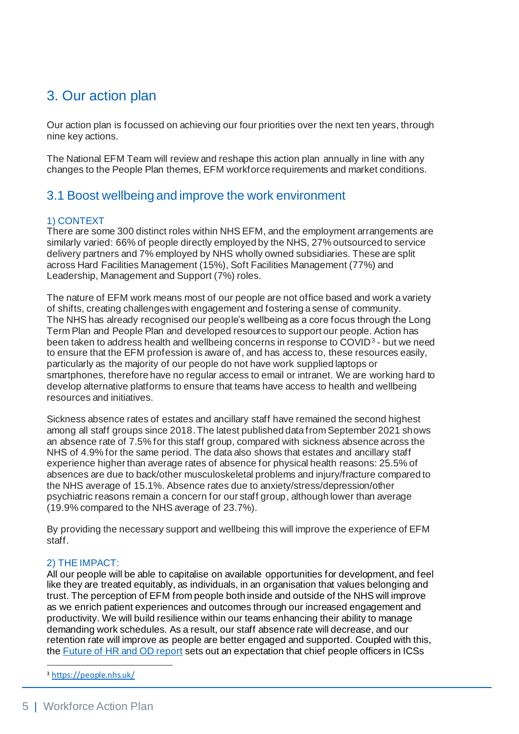## 3. Our action plan

Our action plan is focussed on achieving our four priorities over the next ten years, through nine key actions.

The National EFM Team will review and reshape this action plan annually in line with any changes to the People Plan themes, EFM workforce requirements and market conditions.

### 3.1 Boost wellbeing and improve the work environment

#### 1) CONTEXT

There are some 300 distinct roles within NHS EFM, and the employment arrangements are similarly varied: 66% of people directly employed by the NHS, 27% outsourced to service delivery partners and 7% employed by NHS wholly owned subsidiaries. These are split across Hard Facilities Management (15%), Soft Facilities Management (77%) and Leadership, Management and Support (7%) roles.

The nature of EFM work means most of our people are not office based and work a variety of shifts, creating challenges with engagement and fostering a sense of community. The NHS has already recognised our people's wellbeing as a core focus through the Long Term Plan and People Plan and developed resources to support our people. Action has been taken to address health and wellbeing concerns in response to COVID[3] - but we need to ensure that the EFM profession is aware of, and has access to, these resources easily, particularly as the majority of our people do not have work supplied laptops or smartphones, therefore have no regular access to email or intranet. We are working hard to develop alternative platforms to ensure that teams have access to health and wellbeing resources and initiatives.

Sickness absence rates of estates and ancillary staff have remained the second highest among all staff groups since 2018. The latest published data from September 2021 shows an absence rate of 7.5% for this staff group, compared with sickness absence across the NHS of 4.9% for the same period. The data also shows that estates and ancillary staff experience higher than average rates of absence for physical health reasons: 25.5% of absences are due to back/other musculoskeletal problems and injury/fracture compared to the NHS average of 15.1%. Absence rates due to anxiety/stress/depression/other psychiatric reasons remain a concern for our staff group, although lower than average (19.9% compared to the NHS average of 23.7%).

By providing the necessary support and wellbeing this will improve the experience of EFM staff.

#### 2) THE IMPACT:

All our people will be able to capitalise on available opportunities for development, and feel like they are treated equitably, as individuals, in an organisation that values belonging and trust. The perception of EFM from people both inside and outside of the NHS will improve as we enrich patient experiences and outcomes through our increased engagement and productivity. We will build resilience within our teams enhancing their ability to manage demanding work schedules. As a result, our staff absence rate will decrease, and our retention rate will improve as people are better engaged and supported. Coupled with this, the [Future of HR and OD report] sets out an expectation that chief people officers in ICSs

---

[3] https://people.nhs.uk/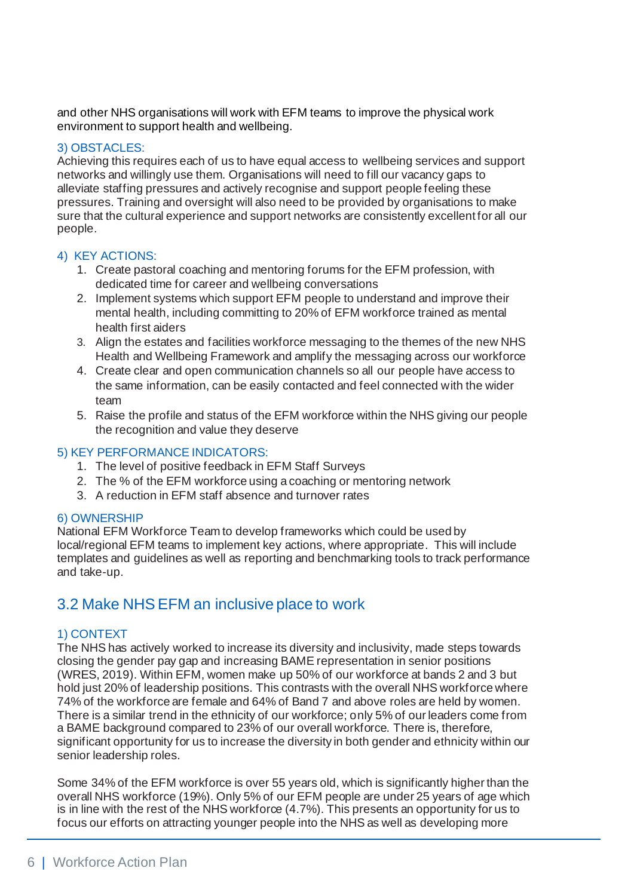and other NHS organisations will work with EFM teams to improve the physical work environment to support health and wellbeing.

#### 3) OBSTACLES:

Achieving this requires each of us to have equal access to wellbeing services and support networks and willingly use them. Organisations will need to fill our vacancy gaps to alleviate staffing pressures and actively recognise and support people feeling these pressures. Training and oversight will also need to be provided by organisations to make sure that the cultural experience and support networks are consistently excellent for all our people.

#### 4) KEY ACTIONS:

1. Create pastoral coaching and mentoring forums for the EFM profession, with dedicated time for career and wellbeing conversations
2. Implement systems which support EFM people to understand and improve their mental health, including committing to 20% of EFM workforce trained as mental health first aiders
3. Align the estates and facilities workforce messaging to the themes of the new NHS Health and Wellbeing Framework and amplify the messaging across our workforce
4. Create clear and open communication channels so all our people have access to the same information, can be easily contacted and feel connected with the wider team
5. Raise the profile and status of the EFM workforce within the NHS giving our people the recognition and value they deserve

#### 5) KEY PERFORMANCE INDICATORS:

1. The level of positive feedback in EFM Staff Surveys
2. The % of the EFM workforce using a coaching or mentoring network
3. A reduction in EFM staff absence and turnover rates

#### 6) OWNERSHIP

National EFM Workforce Team to develop frameworks which could be used by local/regional EFM teams to implement key actions, where appropriate. This will include templates and guidelines as well as reporting and benchmarking tools to track performance and take-up.

## 3.2 Make NHS EFM an inclusive place to work

#### 1) CONTEXT

The NHS has actively worked to increase its diversity and inclusivity, made steps towards closing the gender pay gap and increasing BAME representation in senior positions (WRES, 2019). Within EFM, women make up 50% of our workforce at bands 2 and 3 but hold just 20% of leadership positions. This contrasts with the overall NHS workforce where 74% of the workforce are female and 64% of Band 7 and above roles are held by women. There is a similar trend in the ethnicity of our workforce; only 5% of our leaders come from a BAME background compared to 23% of our overall workforce. There is, therefore, significant opportunity for us to increase the diversity in both gender and ethnicity within our senior leadership roles.

Some 34% of the EFM workforce is over 55 years old, which is significantly higher than the overall NHS workforce (19%). Only 5% of our EFM people are under 25 years of age which is in line with the rest of the NHS workforce (4.7%). This presents an opportunity for us to focus our efforts on attracting younger people into the NHS as well as developing more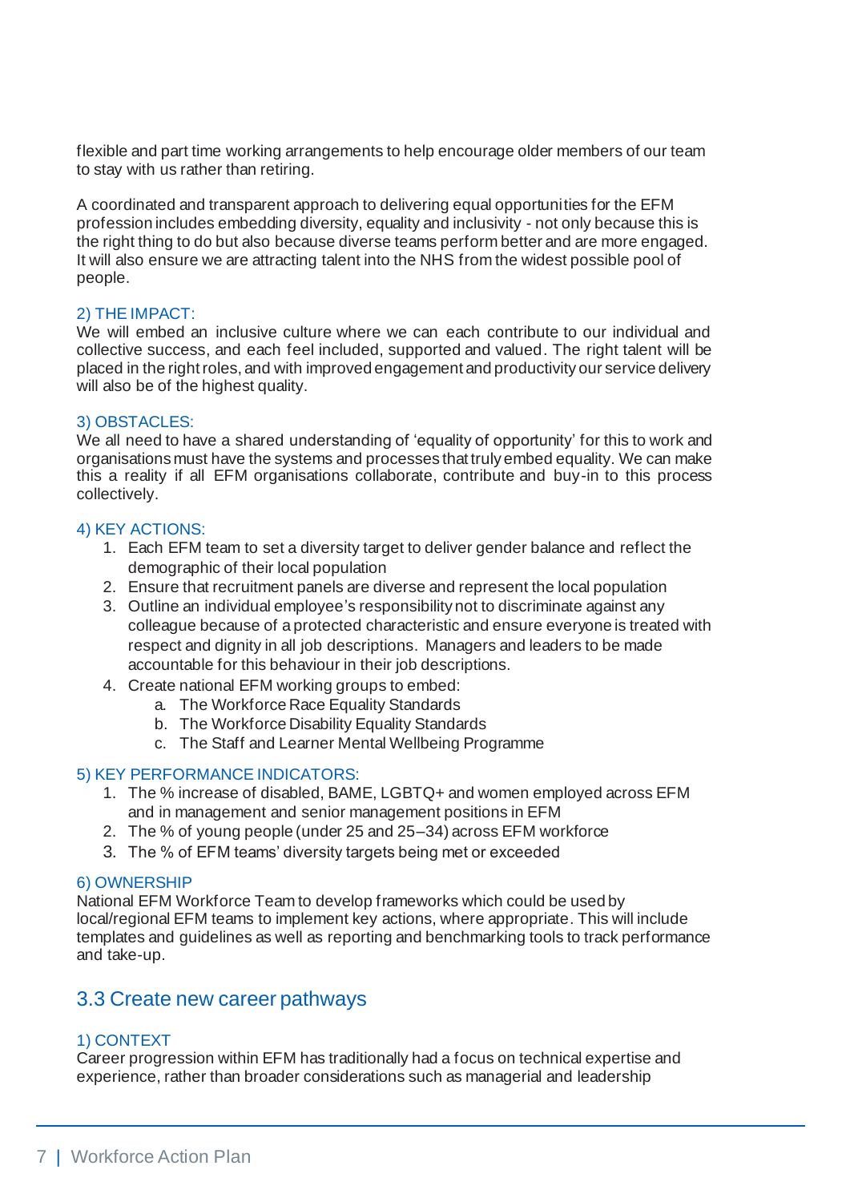flexible and part time working arrangements to help encourage older members of our team to stay with us rather than retiring.

A coordinated and transparent approach to delivering equal opportunities for the EFM profession includes embedding diversity, equality and inclusivity - not only because this is the right thing to do but also because diverse teams perform better and are more engaged. It will also ensure we are attracting talent into the NHS from the widest possible pool of people.

#### 2) THE IMPACT:

We will embed an inclusive culture where we can each contribute to our individual and collective success, and each feel included, supported and valued. The right talent will be placed in the right roles, and with improved engagement and productivity our service delivery will also be of the highest quality.

#### 3) OBSTACLES:

We all need to have a shared understanding of 'equality of opportunity' for this to work and organisations must have the systems and processes that truly embed equality. We can make this a reality if all EFM organisations collaborate, contribute and buy-in to this process collectively.

#### 4) KEY ACTIONS:

1. Each EFM team to set a diversity target to deliver gender balance and reflect the demographic of their local population
2. Ensure that recruitment panels are diverse and represent the local population
3. Outline an individual employee's responsibility not to discriminate against any colleague because of a protected characteristic and ensure everyone is treated with respect and dignity in all job descriptions. Managers and leaders to be made accountable for this behaviour in their job descriptions.
4. Create national EFM working groups to embed:
    a. The Workforce Race Equality Standards
    b. The Workforce Disability Equality Standards
    c. The Staff and Learner Mental Wellbeing Programme

#### 5) KEY PERFORMANCE INDICATORS:

1. The % increase of disabled, BAME, LGBTQ+ and women employed across EFM and in management and senior management positions in EFM
2. The % of young people (under 25 and 25–34) across EFM workforce
3. The % of EFM teams' diversity targets being met or exceeded

#### 6) OWNERSHIP

National EFM Workforce Team to develop frameworks which could be used by local/regional EFM teams to implement key actions, where appropriate. This will include templates and guidelines as well as reporting and benchmarking tools to track performance and take-up.

## 3.3 Create new career pathways

#### 1) CONTEXT

Career progression within EFM has traditionally had a focus on technical expertise and experience, rather than broader considerations such as managerial and leadership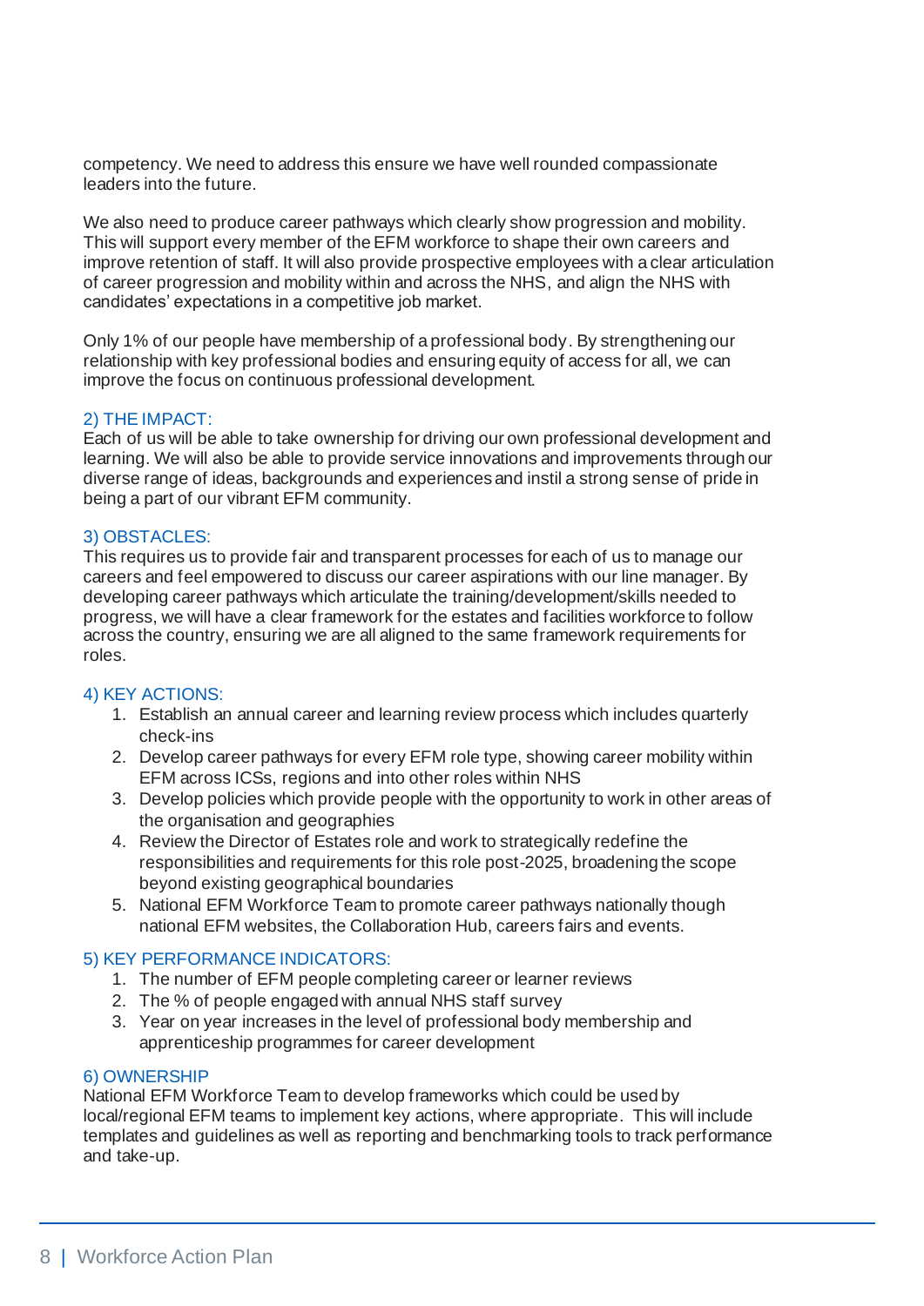competency. We need to address this ensure we have well rounded compassionate leaders into the future.

We also need to produce career pathways which clearly show progression and mobility. This will support every member of the EFM workforce to shape their own careers and improve retention of staff. It will also provide prospective employees with a clear articulation of career progression and mobility within and across the NHS, and align the NHS with candidates' expectations in a competitive job market.

Only 1% of our people have membership of a professional body. By strengthening our relationship with key professional bodies and ensuring equity of access for all, we can improve the focus on continuous professional development.

### 2) THE IMPACT:

Each of us will be able to take ownership for driving our own professional development and learning. We will also be able to provide service innovations and improvements through our diverse range of ideas, backgrounds and experiences and instil a strong sense of pride in being a part of our vibrant EFM community.

### 3) OBSTACLES:

This requires us to provide fair and transparent processes for each of us to manage our careers and feel empowered to discuss our career aspirations with our line manager. By developing career pathways which articulate the training/development/skills needed to progress, we will have a clear framework for the estates and facilities workforce to follow across the country, ensuring we are all aligned to the same framework requirements for roles.

### 4) KEY ACTIONS:

1. Establish an annual career and learning review process which includes quarterly check-ins
2. Develop career pathways for every EFM role type, showing career mobility within EFM across ICSs, regions and into other roles within NHS
3. Develop policies which provide people with the opportunity to work in other areas of the organisation and geographies
4. Review the Director of Estates role and work to strategically redefine the responsibilities and requirements for this role post-2025, broadening the scope beyond existing geographical boundaries
5. National EFM Workforce Team to promote career pathways nationally though national EFM websites, the Collaboration Hub, careers fairs and events.

### 5) KEY PERFORMANCE INDICATORS:

1. The number of EFM people completing career or learner reviews
2. The % of people engaged with annual NHS staff survey
3. Year on year increases in the level of professional body membership and apprenticeship programmes for career development

### 6) OWNERSHIP

National EFM Workforce Team to develop frameworks which could be used by local/regional EFM teams to implement key actions, where appropriate. This will include templates and guidelines as well as reporting and benchmarking tools to track performance and take-up.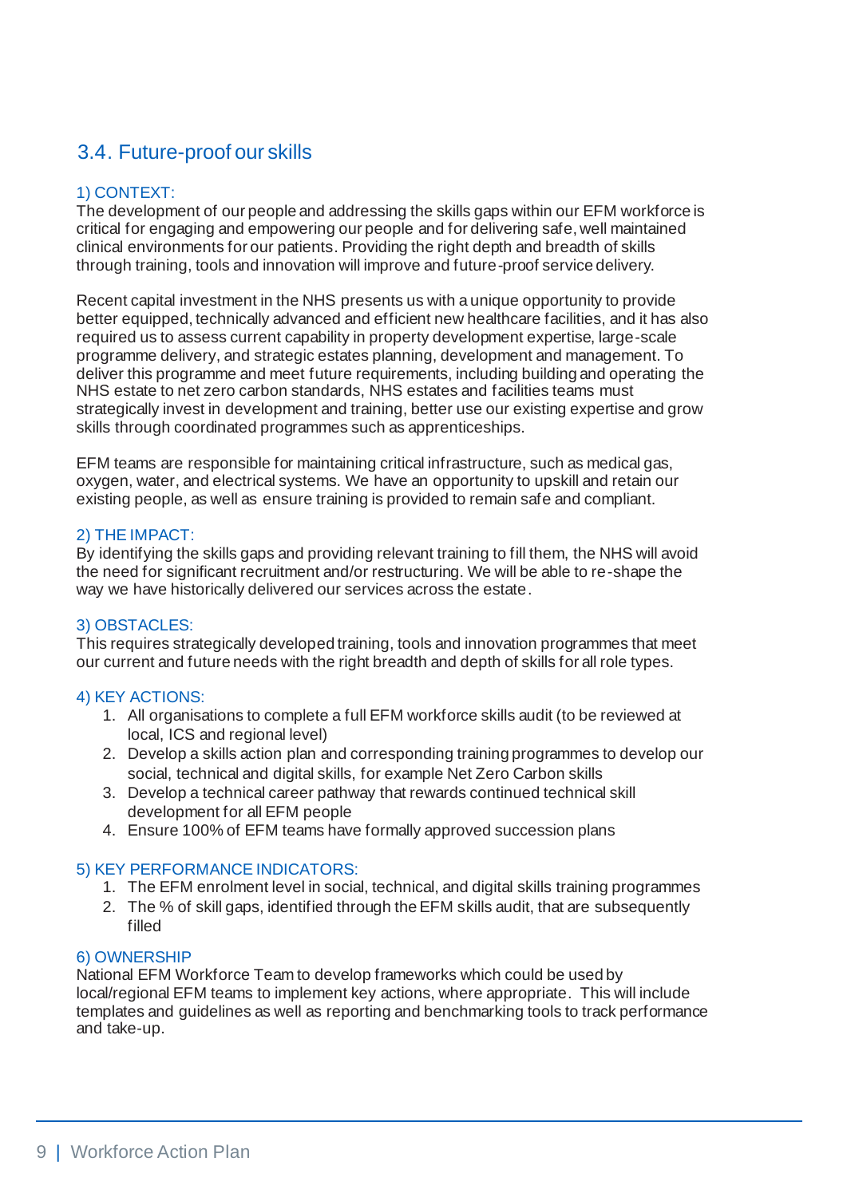## 3.4. Future-proof our skills

1) CONTEXT:

The development of our people and addressing the skills gaps within our EFM workforce is critical for engaging and empowering our people and for delivering safe, well maintained clinical environments for our patients. Providing the right depth and breadth of skills through training, tools and innovation will improve and future-proof service delivery.

Recent capital investment in the NHS presents us with a unique opportunity to provide better equipped, technically advanced and efficient new healthcare facilities, and it has also required us to assess current capability in property development expertise, large-scale programme delivery, and strategic estates planning, development and management. To deliver this programme and meet future requirements, including building and operating the NHS estate to net zero carbon standards, NHS estates and facilities teams must strategically invest in development and training, better use our existing expertise and grow skills through coordinated programmes such as apprenticeships.

EFM teams are responsible for maintaining critical infrastructure, such as medical gas, oxygen, water, and electrical systems. We have an opportunity to upskill and retain our existing people, as well as ensure training is provided to remain safe and compliant.

2) THE IMPACT:

By identifying the skills gaps and providing relevant training to fill them, the NHS will avoid the need for significant recruitment and/or restructuring. We will be able to re-shape the way we have historically delivered our services across the estate.

3) OBSTACLES:

This requires strategically developed training, tools and innovation programmes that meet our current and future needs with the right breadth and depth of skills for all role types.

4) KEY ACTIONS:

1. All organisations to complete a full EFM workforce skills audit (to be reviewed at local, ICS and regional level)
2. Develop a skills action plan and corresponding training programmes to develop our social, technical and digital skills, for example Net Zero Carbon skills
3. Develop a technical career pathway that rewards continued technical skill development for all EFM people
4. Ensure 100% of EFM teams have formally approved succession plans

5) KEY PERFORMANCE INDICATORS:

1. The EFM enrolment level in social, technical, and digital skills training programmes
2. The % of skill gaps, identified through the EFM skills audit, that are subsequently filled

6) OWNERSHIP

National EFM Workforce Team to develop frameworks which could be used by local/regional EFM teams to implement key actions, where appropriate. This will include templates and guidelines as well as reporting and benchmarking tools to track performance and take-up.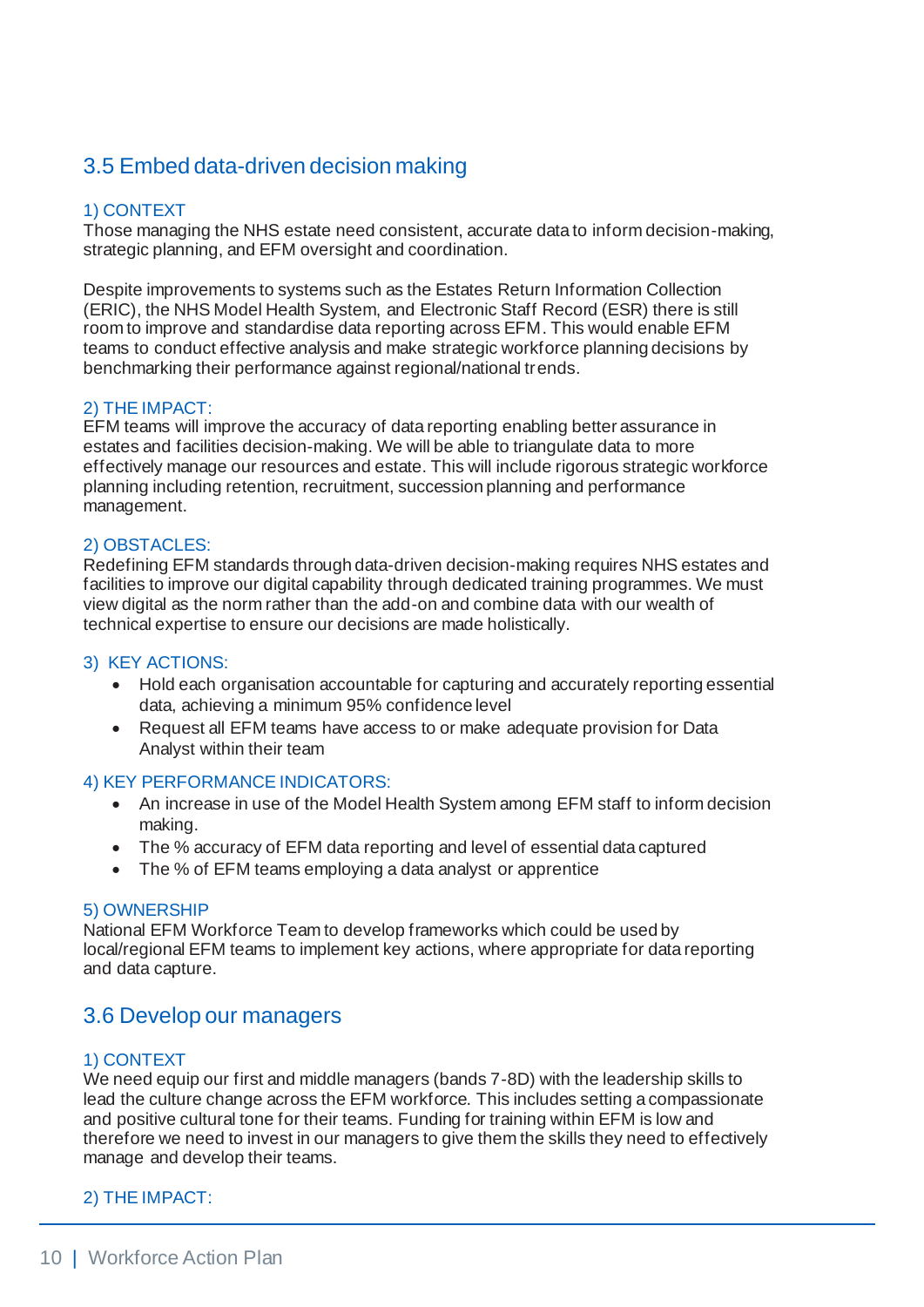## 3.5 Embed data-driven decision making

1) CONTEXT

Those managing the NHS estate need consistent, accurate data to inform decision-making, strategic planning, and EFM oversight and coordination.

Despite improvements to systems such as the Estates Return Information Collection (ERIC), the NHS Model Health System, and Electronic Staff Record (ESR) there is still room to improve and standardise data reporting across EFM. This would enable EFM teams to conduct effective analysis and make strategic workforce planning decisions by benchmarking their performance against regional/national trends.

2) THE IMPACT:

EFM teams will improve the accuracy of data reporting enabling better assurance in estates and facilities decision-making. We will be able to triangulate data to more effectively manage our resources and estate. This will include rigorous strategic workforce planning including retention, recruitment, succession planning and performance management.

2) OBSTACLES:

Redefining EFM standards through data-driven decision-making requires NHS estates and facilities to improve our digital capability through dedicated training programmes. We must view digital as the norm rather than the add-on and combine data with our wealth of technical expertise to ensure our decisions are made holistically.

3) KEY ACTIONS:

- Hold each organisation accountable for capturing and accurately reporting essential data, achieving a minimum 95% confidence level
- Request all EFM teams have access to or make adequate provision for Data Analyst within their team

4) KEY PERFORMANCE INDICATORS:

- An increase in use of the Model Health System among EFM staff to inform decision making.
- The % accuracy of EFM data reporting and level of essential data captured
- The % of EFM teams employing a data analyst or apprentice

5) OWNERSHIP

National EFM Workforce Team to develop frameworks which could be used by local/regional EFM teams to implement key actions, where appropriate for data reporting and data capture.

## 3.6 Develop our managers

1) CONTEXT

We need equip our first and middle managers (bands 7-8D) with the leadership skills to lead the culture change across the EFM workforce. This includes setting a compassionate and positive cultural tone for their teams. Funding for training within EFM is low and therefore we need to invest in our managers to give them the skills they need to effectively manage and develop their teams.

2) THE IMPACT: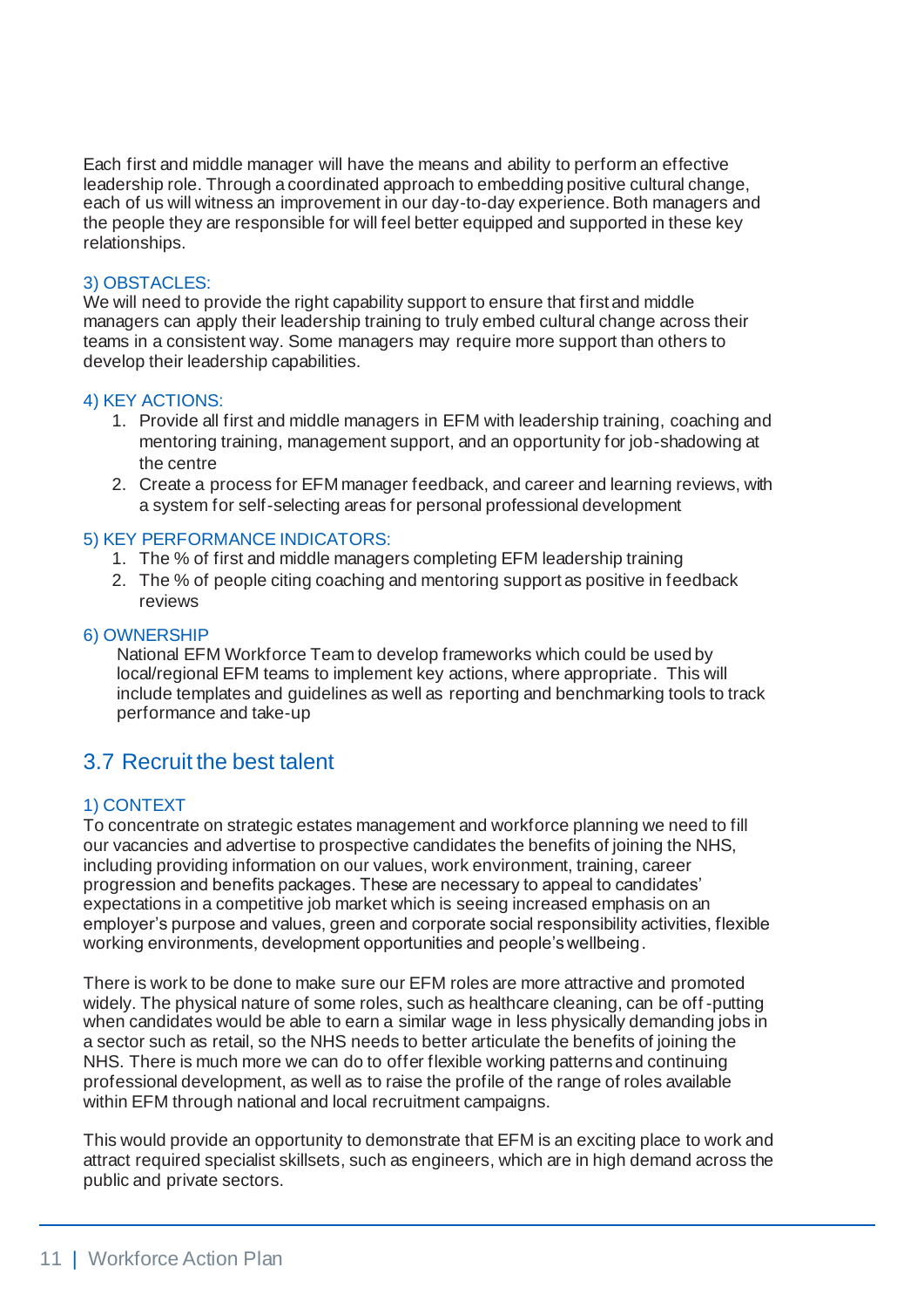Each first and middle manager will have the means and ability to perform an effective leadership role. Through a coordinated approach to embedding positive cultural change, each of us will witness an improvement in our day-to-day experience. Both managers and the people they are responsible for will feel better equipped and supported in these key relationships.

#### 3) OBSTACLES:

We will need to provide the right capability support to ensure that first and middle managers can apply their leadership training to truly embed cultural change across their teams in a consistent way. Some managers may require more support than others to develop their leadership capabilities.

#### 4) KEY ACTIONS:

1. Provide all first and middle managers in EFM with leadership training, coaching and mentoring training, management support, and an opportunity for job-shadowing at the centre
2. Create a process for EFM manager feedback, and career and learning reviews, with a system for self-selecting areas for personal professional development

#### 5) KEY PERFORMANCE INDICATORS:

1. The % of first and middle managers completing EFM leadership training
2. The % of people citing coaching and mentoring support as positive in feedback reviews

#### 6) OWNERSHIP

National EFM Workforce Team to develop frameworks which could be used by local/regional EFM teams to implement key actions, where appropriate. This will include templates and guidelines as well as reporting and benchmarking tools to track performance and take-up

## 3.7 Recruit the best talent

#### 1) CONTEXT

To concentrate on strategic estates management and workforce planning we need to fill our vacancies and advertise to prospective candidates the benefits of joining the NHS, including providing information on our values, work environment, training, career progression and benefits packages. These are necessary to appeal to candidates' expectations in a competitive job market which is seeing increased emphasis on an employer's purpose and values, green and corporate social responsibility activities, flexible working environments, development opportunities and people's wellbeing.

There is work to be done to make sure our EFM roles are more attractive and promoted widely. The physical nature of some roles, such as healthcare cleaning, can be off-putting when candidates would be able to earn a similar wage in less physically demanding jobs in a sector such as retail, so the NHS needs to better articulate the benefits of joining the NHS. There is much more we can do to offer flexible working patterns and continuing professional development, as well as to raise the profile of the range of roles available within EFM through national and local recruitment campaigns.

This would provide an opportunity to demonstrate that EFM is an exciting place to work and attract required specialist skillsets, such as engineers, which are in high demand across the public and private sectors.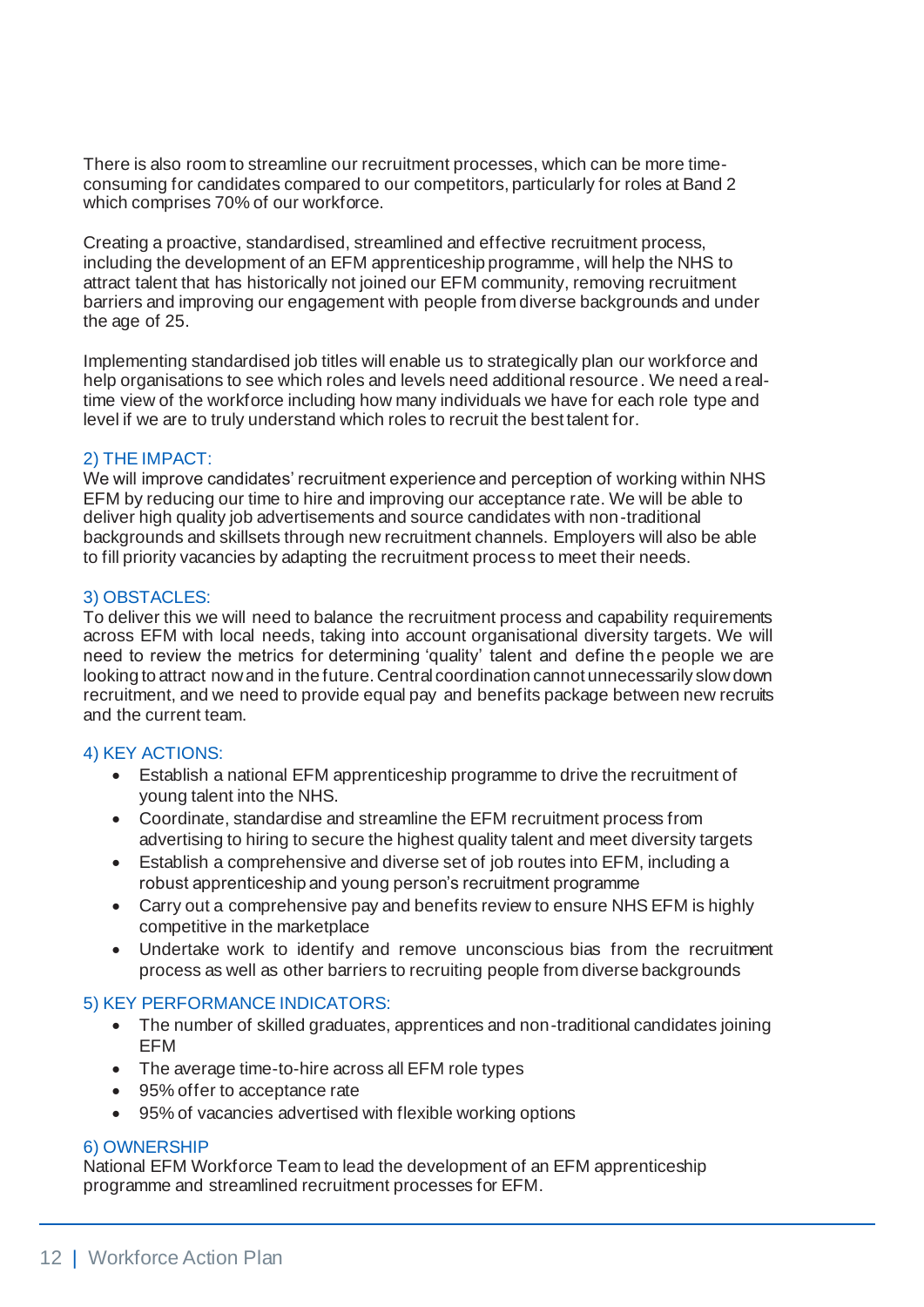There is also room to streamline our recruitment processes, which can be more time-consuming for candidates compared to our competitors, particularly for roles at Band 2 which comprises 70% of our workforce.

Creating a proactive, standardised, streamlined and effective recruitment process, including the development of an EFM apprenticeship programme, will help the NHS to attract talent that has historically not joined our EFM community, removing recruitment barriers and improving our engagement with people from diverse backgrounds and under the age of 25.

Implementing standardised job titles will enable us to strategically plan our workforce and help organisations to see which roles and levels need additional resource. We need a real-time view of the workforce including how many individuals we have for each role type and level if we are to truly understand which roles to recruit the best talent for.

### 2) THE IMPACT:

We will improve candidates' recruitment experience and perception of working within NHS EFM by reducing our time to hire and improving our acceptance rate. We will be able to deliver high quality job advertisements and source candidates with non-traditional backgrounds and skillsets through new recruitment channels. Employers will also be able to fill priority vacancies by adapting the recruitment process to meet their needs.

### 3) OBSTACLES:

To deliver this we will need to balance the recruitment process and capability requirements across EFM with local needs, taking into account organisational diversity targets. We will need to review the metrics for determining 'quality' talent and define the people we are looking to attract now and in the future. Central coordination cannot unnecessarily slow down recruitment, and we need to provide equal pay and benefits package between new recruits and the current team.

### 4) KEY ACTIONS:

- Establish a national EFM apprenticeship programme to drive the recruitment of young talent into the NHS.
- Coordinate, standardise and streamline the EFM recruitment process from advertising to hiring to secure the highest quality talent and meet diversity targets
- Establish a comprehensive and diverse set of job routes into EFM, including a robust apprenticeship and young person's recruitment programme
- Carry out a comprehensive pay and benefits review to ensure NHS EFM is highly competitive in the marketplace
- Undertake work to identify and remove unconscious bias from the recruitment process as well as other barriers to recruiting people from diverse backgrounds

### 5) KEY PERFORMANCE INDICATORS:

- The number of skilled graduates, apprentices and non-traditional candidates joining EFM
- The average time-to-hire across all EFM role types
- 95% offer to acceptance rate
- 95% of vacancies advertised with flexible working options

### 6) OWNERSHIP

National EFM Workforce Team to lead the development of an EFM apprenticeship programme and streamlined recruitment processes for EFM.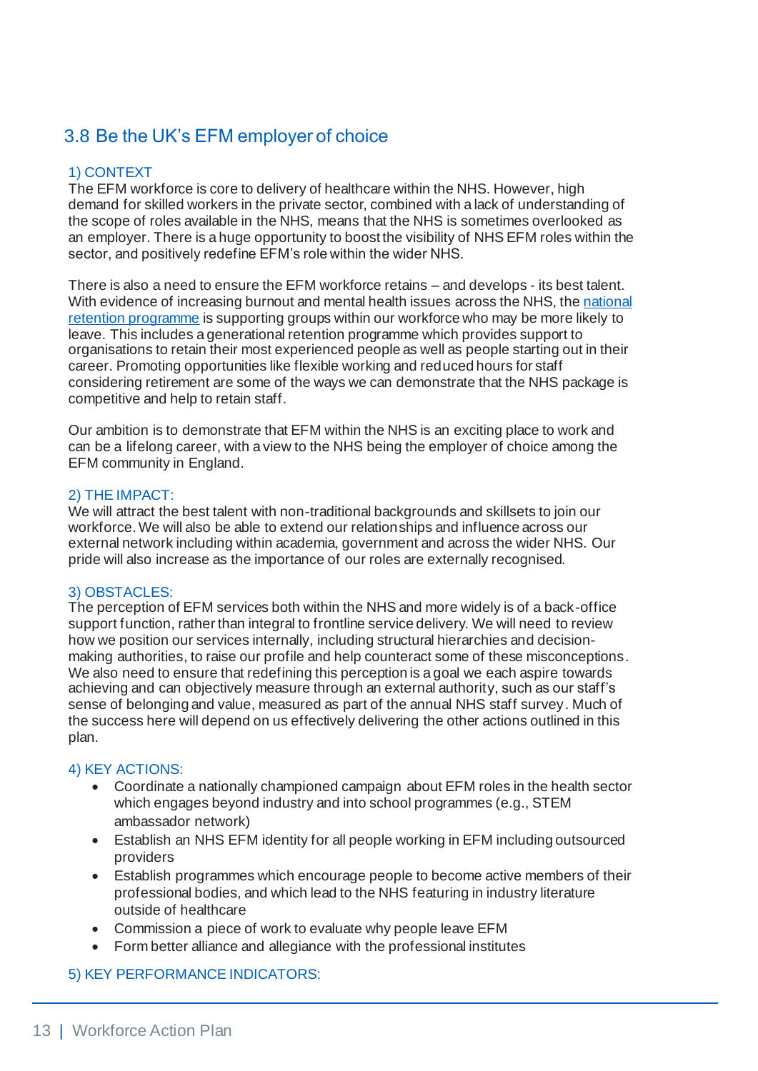## 3.8 Be the UK's EFM employer of choice

### 1) CONTEXT

The EFM workforce is core to delivery of healthcare within the NHS. However, high demand for skilled workers in the private sector, combined with a lack of understanding of the scope of roles available in the NHS, means that the NHS is sometimes overlooked as an employer. There is a huge opportunity to boost the visibility of NHS EFM roles within the sector, and positively redefine EFM's role within the wider NHS.

There is also a need to ensure the EFM workforce retains – and develops - its best talent. With evidence of increasing burnout and mental health issues across the NHS, the [national retention programme]() is supporting groups within our workforce who may be more likely to leave. This includes a generational retention programme which provides support to organisations to retain their most experienced people as well as people starting out in their career. Promoting opportunities like flexible working and reduced hours for staff considering retirement are some of the ways we can demonstrate that the NHS package is competitive and help to retain staff.

Our ambition is to demonstrate that EFM within the NHS is an exciting place to work and can be a lifelong career, with a view to the NHS being the employer of choice among the EFM community in England.

### 2) THE IMPACT:

We will attract the best talent with non-traditional backgrounds and skillsets to join our workforce. We will also be able to extend our relationships and influence across our external network including within academia, government and across the wider NHS. Our pride will also increase as the importance of our roles are externally recognised.

### 3) OBSTACLES:

The perception of EFM services both within the NHS and more widely is of a back-office support function, rather than integral to frontline service delivery. We will need to review how we position our services internally, including structural hierarchies and decision-making authorities, to raise our profile and help counteract some of these misconceptions. We also need to ensure that redefining this perception is a goal we each aspire towards achieving and can objectively measure through an external authority, such as our staff's sense of belonging and value, measured as part of the annual NHS staff survey. Much of the success here will depend on us effectively delivering the other actions outlined in this plan.

### 4) KEY ACTIONS:

- Coordinate a nationally championed campaign about EFM roles in the health sector which engages beyond industry and into school programmes (e.g., STEM ambassador network)
- Establish an NHS EFM identity for all people working in EFM including outsourced providers
- Establish programmes which encourage people to become active members of their professional bodies, and which lead to the NHS featuring in industry literature outside of healthcare
- Commission a piece of work to evaluate why people leave EFM
- Form better alliance and allegiance with the professional institutes

### 5) KEY PERFORMANCE INDICATORS: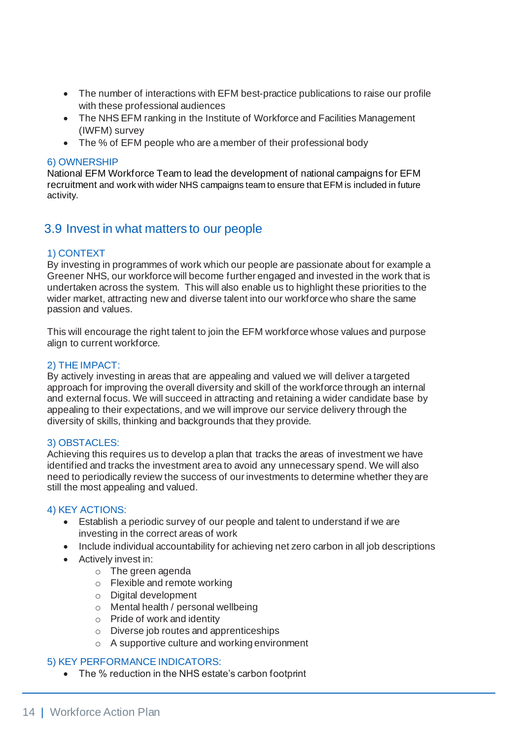- The number of interactions with EFM best-practice publications to raise our profile with these professional audiences
- The NHS EFM ranking in the Institute of Workforce and Facilities Management (IWFM) survey
- The % of EFM people who are a member of their professional body

#### 6) OWNERSHIP

National EFM Workforce Team to lead the development of national campaigns for EFM recruitment and work with wider NHS campaigns team to ensure that EFM is included in future activity.

## 3.9 Invest in what matters to our people

#### 1) CONTEXT

By investing in programmes of work which our people are passionate about for example a Greener NHS, our workforce will become further engaged and invested in the work that is undertaken across the system. This will also enable us to highlight these priorities to the wider market, attracting new and diverse talent into our workforce who share the same passion and values.

This will encourage the right talent to join the EFM workforce whose values and purpose align to current workforce.

#### 2) THE IMPACT:

By actively investing in areas that are appealing and valued we will deliver a targeted approach for improving the overall diversity and skill of the workforce through an internal and external focus. We will succeed in attracting and retaining a wider candidate base by appealing to their expectations, and we will improve our service delivery through the diversity of skills, thinking and backgrounds that they provide.

#### 3) OBSTACLES:

Achieving this requires us to develop a plan that tracks the areas of investment we have identified and tracks the investment area to avoid any unnecessary spend. We will also need to periodically review the success of our investments to determine whether they are still the most appealing and valued.

#### 4) KEY ACTIONS:

- Establish a periodic survey of our people and talent to understand if we are investing in the correct areas of work
- Include individual accountability for achieving net zero carbon in all job descriptions
- Actively invest in:
    - The green agenda
    - Flexible and remote working
    - Digital development
    - Mental health / personal wellbeing
    - Pride of work and identity
    - Diverse job routes and apprenticeships
    - A supportive culture and working environment

#### 5) KEY PERFORMANCE INDICATORS:

- The % reduction in the NHS estate's carbon footprint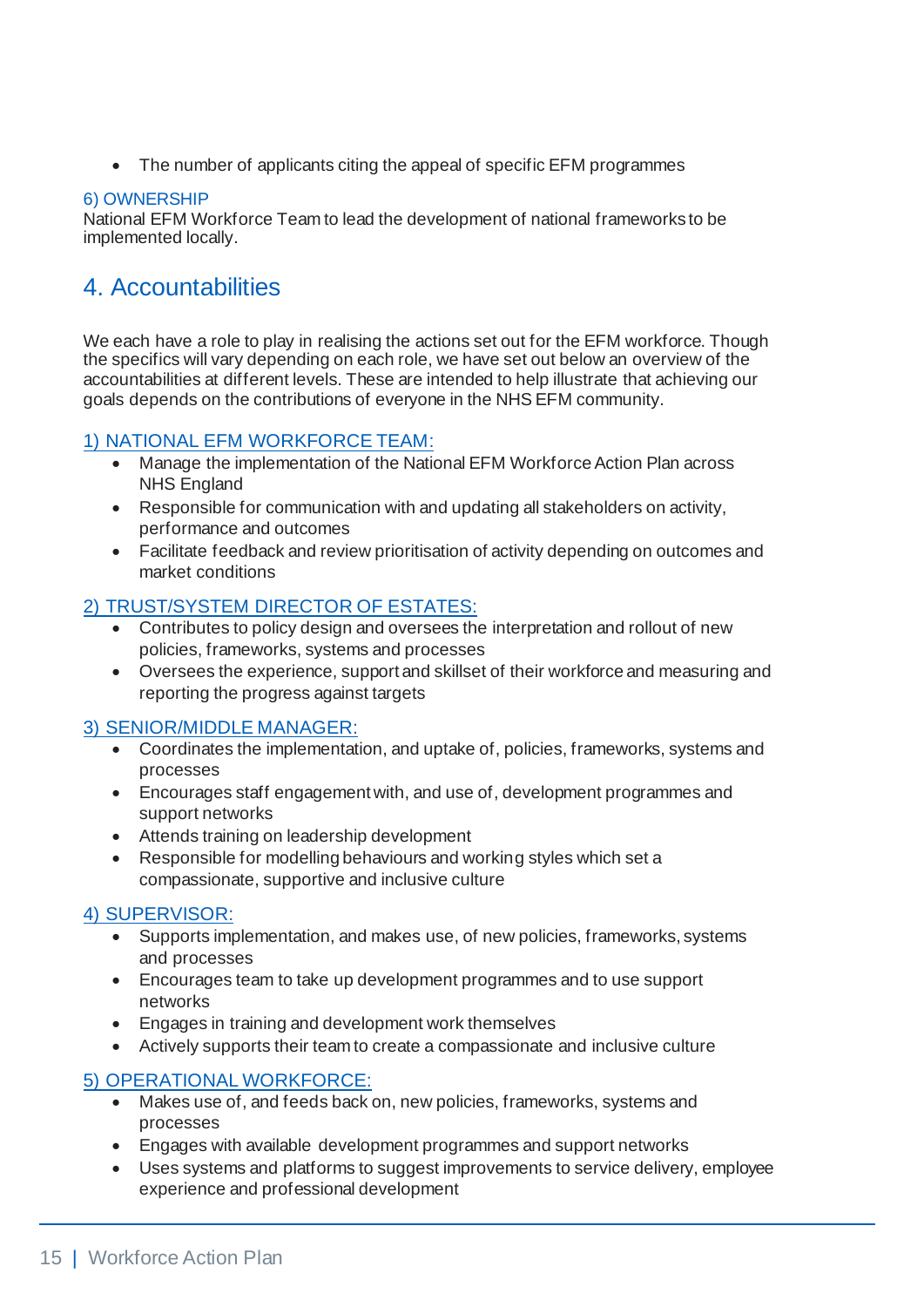- The number of applicants citing the appeal of specific EFM programmes

6) OWNERSHIP

National EFM Workforce Team to lead the development of national frameworks to be implemented locally.

## 4. Accountabilities

We each have a role to play in realising the actions set out for the EFM workforce. Though the specifics will vary depending on each role, we have set out below an overview of the accountabilities at different levels. These are intended to help illustrate that achieving our goals depends on the contributions of everyone in the NHS EFM community.

### 1) NATIONAL EFM WORKFORCE TEAM:

- Manage the implementation of the National EFM Workforce Action Plan across NHS England
- Responsible for communication with and updating all stakeholders on activity, performance and outcomes
- Facilitate feedback and review prioritisation of activity depending on outcomes and market conditions

### 2) TRUST/SYSTEM DIRECTOR OF ESTATES:

- Contributes to policy design and oversees the interpretation and rollout of new policies, frameworks, systems and processes
- Oversees the experience, support and skillset of their workforce and measuring and reporting the progress against targets

### 3) SENIOR/MIDDLE MANAGER:

- Coordinates the implementation, and uptake of, policies, frameworks, systems and processes
- Encourages staff engagement with, and use of, development programmes and support networks
- Attends training on leadership development
- Responsible for modelling behaviours and working styles which set a compassionate, supportive and inclusive culture

### 4) SUPERVISOR:

- Supports implementation, and makes use, of new policies, frameworks, systems and processes
- Encourages team to take up development programmes and to use support networks
- Engages in training and development work themselves
- Actively supports their team to create a compassionate and inclusive culture

### 5) OPERATIONAL WORKFORCE:

- Makes use of, and feeds back on, new policies, frameworks, systems and processes
- Engages with available development programmes and support networks
- Uses systems and platforms to suggest improvements to service delivery, employee experience and professional development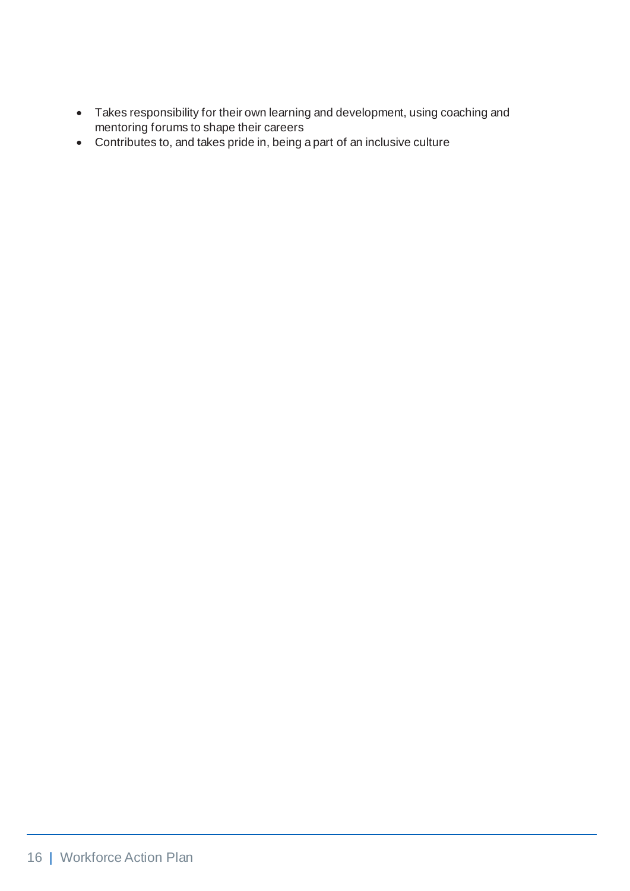- Takes responsibility for their own learning and development, using coaching and mentoring forums to shape their careers
- Contributes to, and takes pride in, being a part of an inclusive culture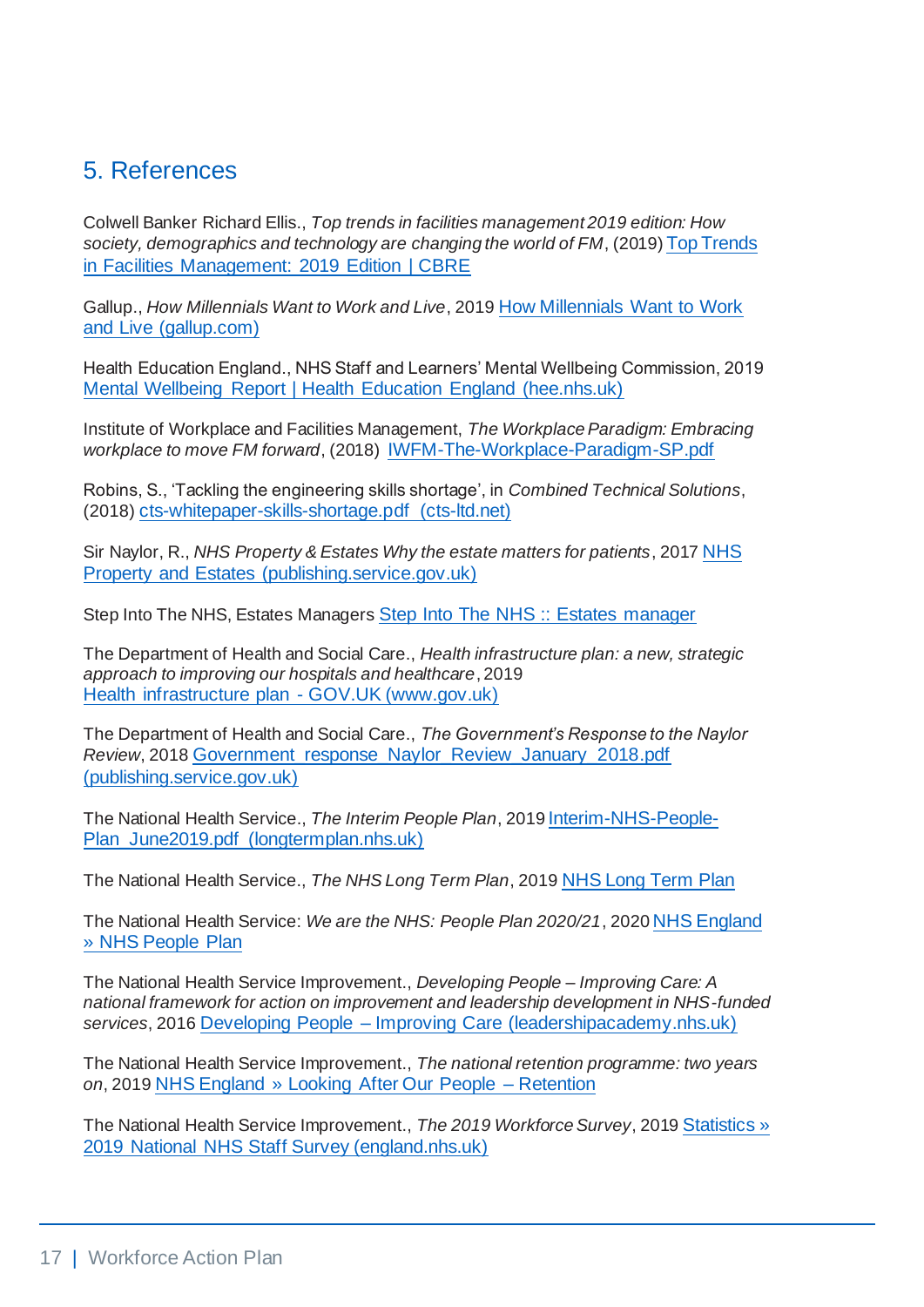## 5. References

Colwell Banker Richard Ellis., *Top trends in facilities management 2019 edition: How society, demographics and technology are changing the world of FM*, (2019) Top Trends in Facilities Management: 2019 Edition | CBRE

Gallup., *How Millennials Want to Work and Live*, 2019 How Millennials Want to Work and Live (gallup.com)

Health Education England., NHS Staff and Learners' Mental Wellbeing Commission, 2019 Mental Wellbeing Report | Health Education England (hee.nhs.uk)

Institute of Workplace and Facilities Management, *The Workplace Paradigm: Embracing workplace to move FM forward*, (2018) IWFM-The-Workplace-Paradigm-SP.pdf

Robins, S., 'Tackling the engineering skills shortage', in *Combined Technical Solutions*, (2018) cts-whitepaper-skills-shortage.pdf (cts-ltd.net)

Sir Naylor, R., *NHS Property & Estates Why the estate matters for patients*, 2017 NHS Property and Estates (publishing.service.gov.uk)

Step Into The NHS, Estates Managers Step Into The NHS :: Estates manager

The Department of Health and Social Care., *Health infrastructure plan: a new, strategic approach to improving our hospitals and healthcare*, 2019 Health infrastructure plan - GOV.UK (www.gov.uk)

The Department of Health and Social Care., *The Government's Response to the Naylor Review*, 2018 Government_response_Naylor_Review_January_2018.pdf (publishing.service.gov.uk)

The National Health Service., *The Interim People Plan*, 2019 Interim-NHS-People-Plan_June2019.pdf (longtermplan.nhs.uk)

The National Health Service., *The NHS Long Term Plan*, 2019 NHS Long Term Plan

The National Health Service: *We are the NHS: People Plan 2020/21*, 2020 NHS England » NHS People Plan

The National Health Service Improvement., *Developing People – Improving Care: A national framework for action on improvement and leadership development in NHS-funded services*, 2016 Developing People – Improving Care (leadershipacademy.nhs.uk)

The National Health Service Improvement., *The national retention programme: two years on*, 2019 NHS England » Looking After Our People – Retention

The National Health Service Improvement., *The 2019 Workforce Survey*, 2019 Statistics » 2019 National NHS Staff Survey (england.nhs.uk)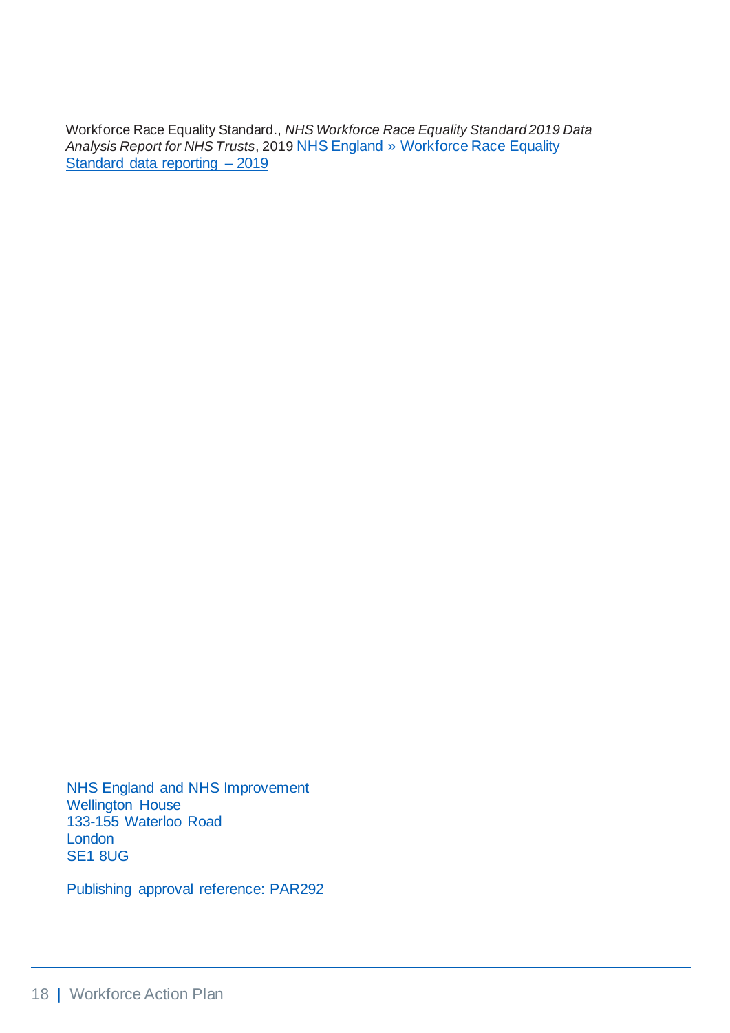Workforce Race Equality Standard., *NHS Workforce Race Equality Standard 2019 Data Analysis Report for NHS Trusts*, 2019 [NHS England » Workforce Race Equality Standard data reporting – 2019]

NHS England and NHS Improvement
Wellington House
133-155 Waterloo Road
London
SE1 8UG

Publishing approval reference: PAR292